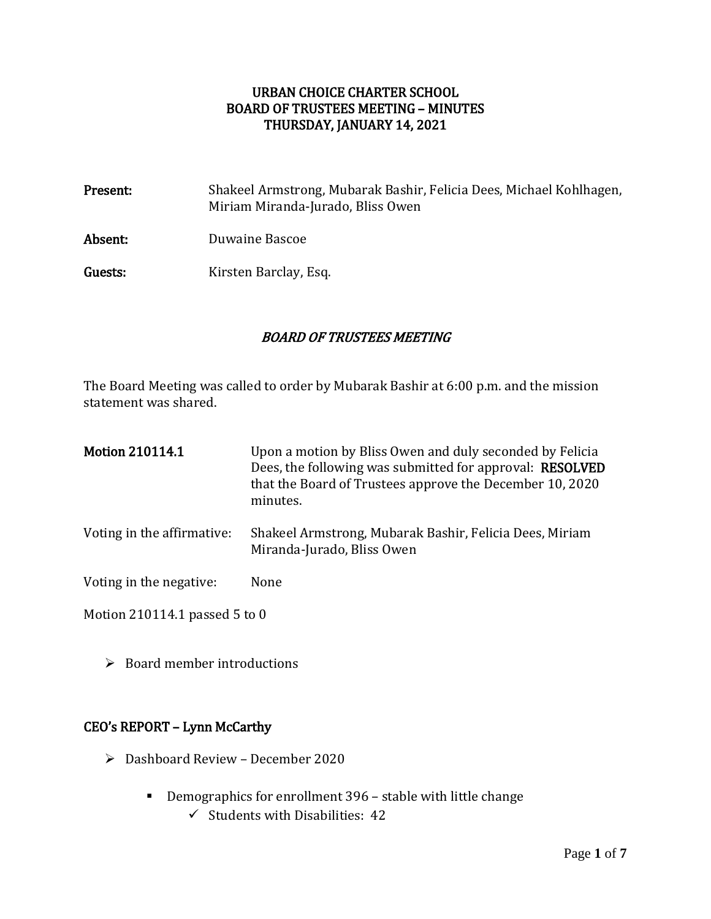# URBAN CHOICE CHARTER SCHOOL
# BOARD OF TRUSTEES MEETING – MINUTES
# THURSDAY, JANUARY 14, 2021

**Present:** Shakeel Armstrong, Mubarak Bashir, Felicia Dees, Michael Kohlhagen, Miriam Miranda-Jurado, Bliss Owen

**Absent:** Duwaine Bascoe

**Guests:** Kirsten Barclay, Esq.

## *BOARD OF TRUSTEES MEETING*

The Board Meeting was called to order by Mubarak Bashir at 6:00 p.m. and the mission statement was shared.

**Motion 210114.1** Upon a motion by Bliss Owen and duly seconded by Felicia Dees, the following was submitted for approval: **RESOLVED** that the Board of Trustees approve the December 10, 2020 minutes.

Voting in the affirmative: Shakeel Armstrong, Mubarak Bashir, Felicia Dees, Miriam Miranda-Jurado, Bliss Owen

Voting in the negative: None

Motion 210114.1 passed 5 to 0

- Board member introductions

## CEO's REPORT – Lynn McCarthy

- Dashboard Review – December 2020
  - Demographics for enrollment 396 – stable with little change
    - ✓ Students with Disabilities: 42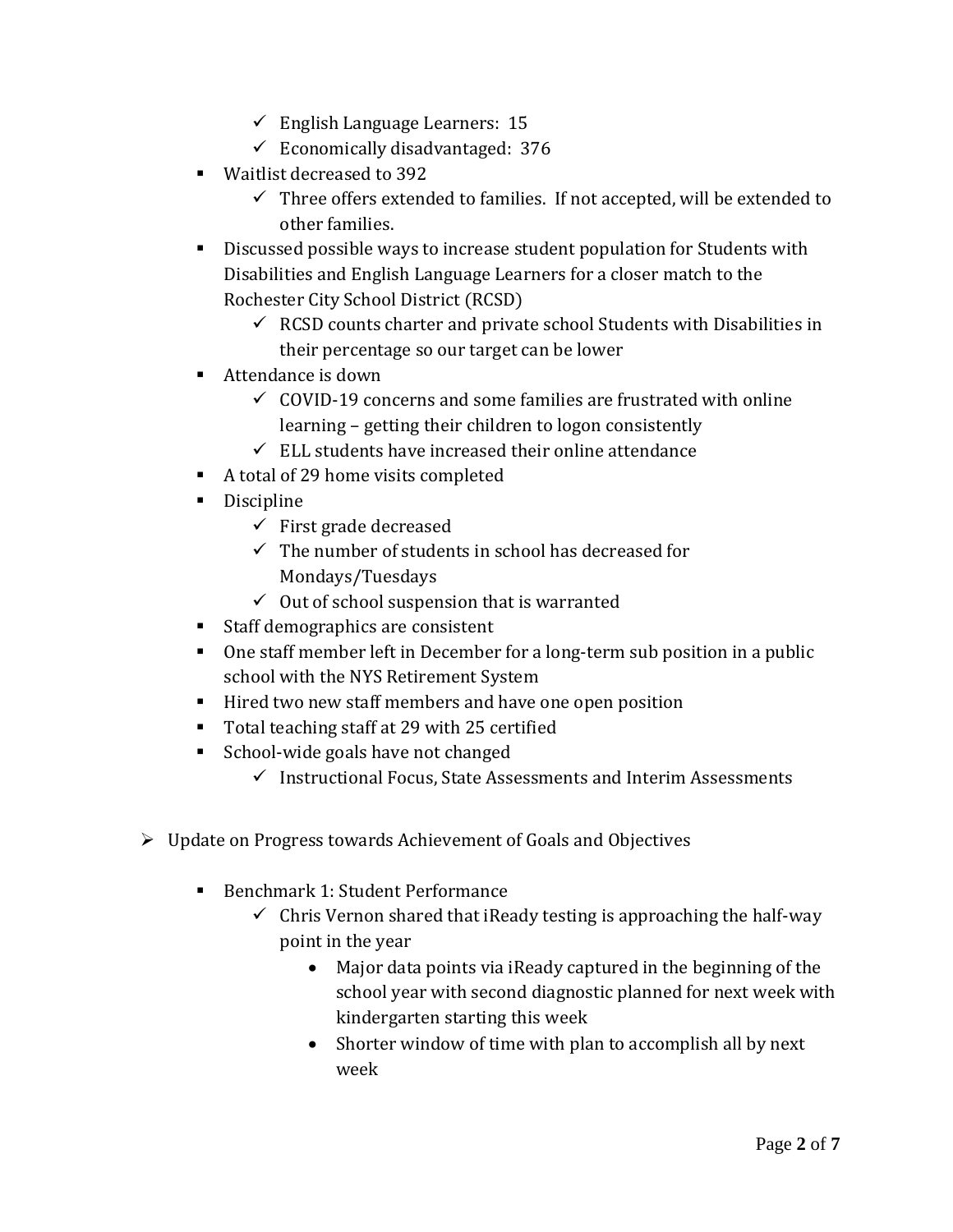- ✓ English Language Learners: 15
    - ✓ Economically disadvantaged: 376
- Waitlist decreased to 392
    - ✓ Three offers extended to families. If not accepted, will be extended to other families.
- Discussed possible ways to increase student population for Students with Disabilities and English Language Learners for a closer match to the Rochester City School District (RCSD)
    - ✓ RCSD counts charter and private school Students with Disabilities in their percentage so our target can be lower
- Attendance is down
    - ✓ COVID-19 concerns and some families are frustrated with online learning – getting their children to logon consistently
    - ✓ ELL students have increased their online attendance
- A total of 29 home visits completed
- Discipline
    - ✓ First grade decreased
    - ✓ The number of students in school has decreased for Mondays/Tuesdays
    - ✓ Out of school suspension that is warranted
- Staff demographics are consistent
- One staff member left in December for a long-term sub position in a public school with the NYS Retirement System
- Hired two new staff members and have one open position
- Total teaching staff at 29 with 25 certified
- School-wide goals have not changed
    - ✓ Instructional Focus, State Assessments and Interim Assessments

- Update on Progress towards Achievement of Goals and Objectives

    - Benchmark 1: Student Performance
        - ✓ Chris Vernon shared that iReady testing is approaching the half-way point in the year
            - Major data points via iReady captured in the beginning of the school year with second diagnostic planned for next week with kindergarten starting this week
            - Shorter window of time with plan to accomplish all by next week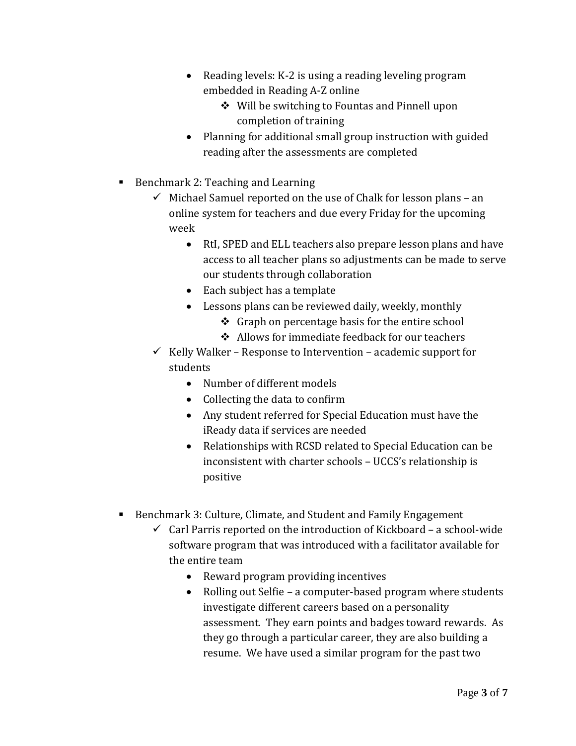- Reading levels: K-2 is using a reading leveling program embedded in Reading A-Z online
  - ❖ Will be switching to Fountas and Pinnell upon completion of training
- Planning for additional small group instruction with guided reading after the assessments are completed

▪ Benchmark 2: Teaching and Learning

- ✓ Michael Samuel reported on the use of Chalk for lesson plans – an online system for teachers and due every Friday for the upcoming week
  - RtI, SPED and ELL teachers also prepare lesson plans and have access to all teacher plans so adjustments can be made to serve our students through collaboration
  - Each subject has a template
  - Lessons plans can be reviewed daily, weekly, monthly
    - ❖ Graph on percentage basis for the entire school
    - ❖ Allows for immediate feedback for our teachers
- ✓ Kelly Walker – Response to Intervention – academic support for students
  - Number of different models
  - Collecting the data to confirm
  - Any student referred for Special Education must have the iReady data if services are needed
  - Relationships with RCSD related to Special Education can be inconsistent with charter schools – UCCS's relationship is positive

▪ Benchmark 3: Culture, Climate, and Student and Family Engagement

- ✓ Carl Parris reported on the introduction of Kickboard – a school-wide software program that was introduced with a facilitator available for the entire team
  - Reward program providing incentives
  - Rolling out Selfie – a computer-based program where students investigate different careers based on a personality assessment. They earn points and badges toward rewards. As they go through a particular career, they are also building a resume. We have used a similar program for the past two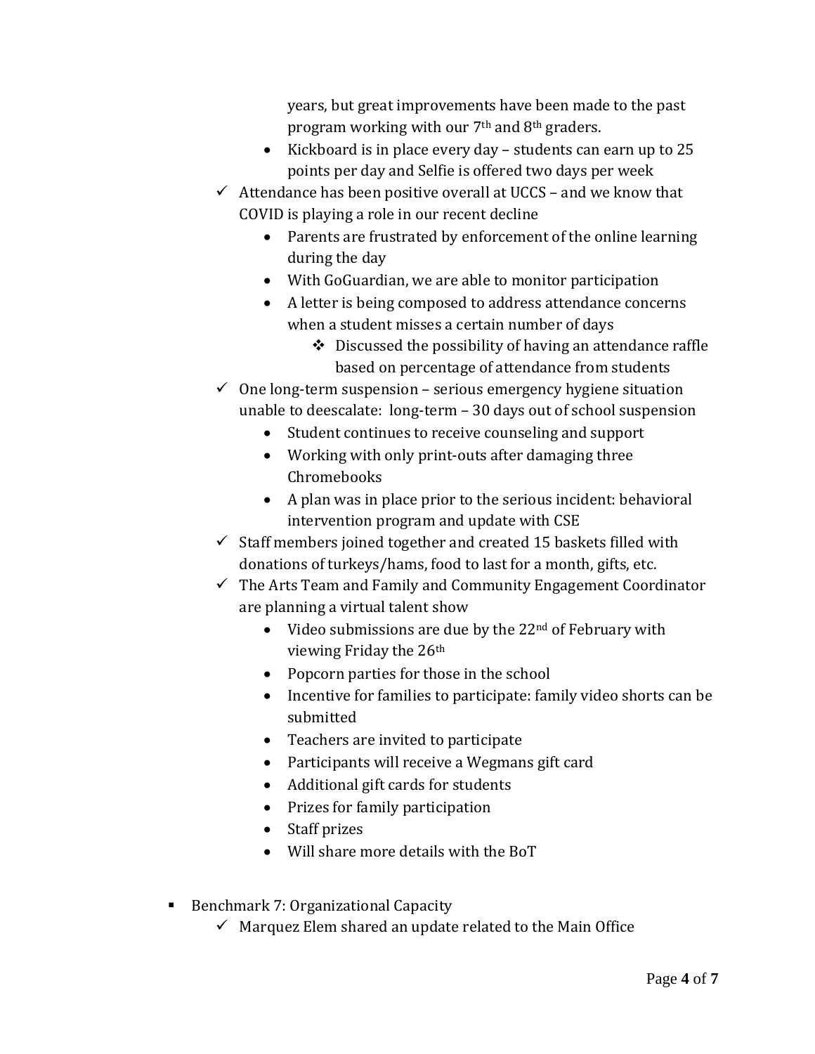- years, but great improvements have been made to the past program working with our 7th and 8th graders.
    - Kickboard is in place every day – students can earn up to 25 points per day and Selfie is offered two days per week
  - ✓ Attendance has been positive overall at UCCS – and we know that COVID is playing a role in our recent decline
    - Parents are frustrated by enforcement of the online learning during the day
    - With GoGuardian, we are able to monitor participation
    - A letter is being composed to address attendance concerns when a student misses a certain number of days
      - ❖ Discussed the possibility of having an attendance raffle based on percentage of attendance from students
  - ✓ One long-term suspension – serious emergency hygiene situation unable to deescalate: long-term – 30 days out of school suspension
    - Student continues to receive counseling and support
    - Working with only print-outs after damaging three Chromebooks
    - A plan was in place prior to the serious incident: behavioral intervention program and update with CSE
  - ✓ Staff members joined together and created 15 baskets filled with donations of turkeys/hams, food to last for a month, gifts, etc.
  - ✓ The Arts Team and Family and Community Engagement Coordinator are planning a virtual talent show
    - Video submissions are due by the 22nd of February with viewing Friday the 26th
    - Popcorn parties for those in the school
    - Incentive for families to participate: family video shorts can be submitted
    - Teachers are invited to participate
    - Participants will receive a Wegmans gift card
    - Additional gift cards for students
    - Prizes for family participation
    - Staff prizes
    - Will share more details with the BoT

- Benchmark 7: Organizational Capacity
  - ✓ Marquez Elem shared an update related to the Main Office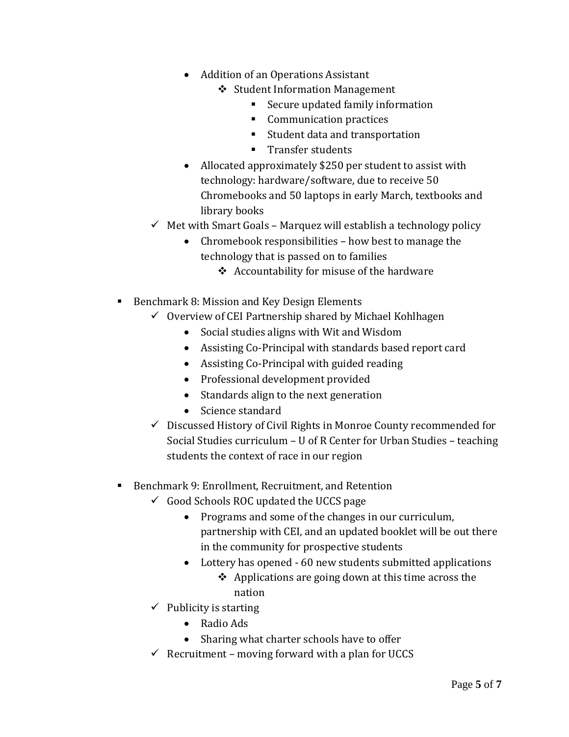- Addition of an Operations Assistant
    - Student Information Management
        - Secure updated family information
        - Communication practices
        - Student data and transportation
        - Transfer students
- Allocated approximately $250 per student to assist with technology: hardware/software, due to receive 50 Chromebooks and 50 laptops in early March, textbooks and library books

✓ Met with Smart Goals – Marquez will establish a technology policy

- Chromebook responsibilities – how best to manage the technology that is passed on to families
    - Accountability for misuse of the hardware

- Benchmark 8: Mission and Key Design Elements
    - ✓ Overview of CEI Partnership shared by Michael Kohlhagen
        - Social studies aligns with Wit and Wisdom
        - Assisting Co-Principal with standards based report card
        - Assisting Co-Principal with guided reading
        - Professional development provided
        - Standards align to the next generation
        - Science standard
    - ✓ Discussed History of Civil Rights in Monroe County recommended for Social Studies curriculum – U of R Center for Urban Studies – teaching students the context of race in our region

- Benchmark 9: Enrollment, Recruitment, and Retention
    - ✓ Good Schools ROC updated the UCCS page
        - Programs and some of the changes in our curriculum, partnership with CEI, and an updated booklet will be out there in the community for prospective students
        - Lottery has opened - 60 new students submitted applications
            - Applications are going down at this time across the nation
    - ✓ Publicity is starting
        - Radio Ads
        - Sharing what charter schools have to offer
    - ✓ Recruitment – moving forward with a plan for UCCS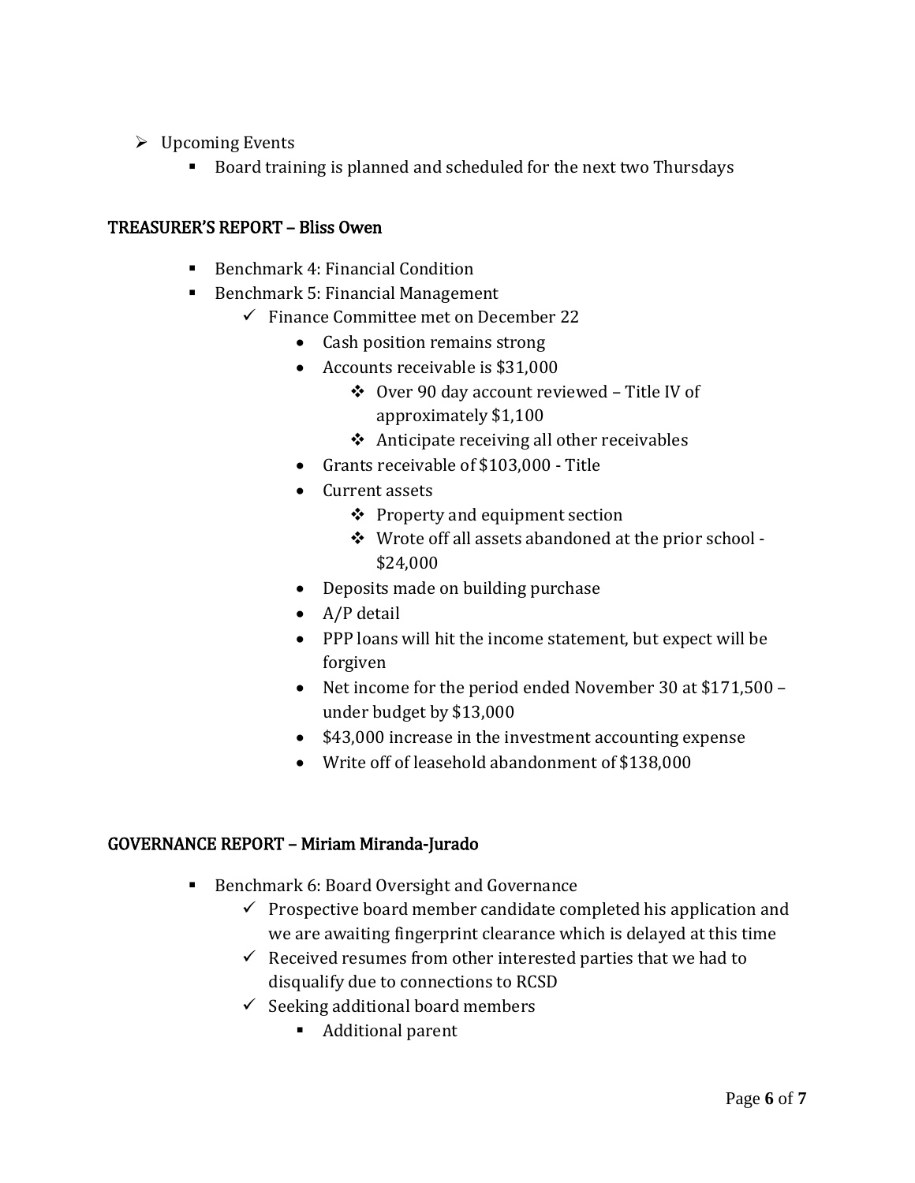- Upcoming Events
    - Board training is planned and scheduled for the next two Thursdays

## TREASURER'S REPORT – Bliss Owen

- Benchmark 4: Financial Condition
- Benchmark 5: Financial Management
    - Finance Committee met on December 22
        - Cash position remains strong
        - Accounts receivable is $31,000
            - Over 90 day account reviewed – Title IV of approximately $1,100
            - Anticipate receiving all other receivables
        - Grants receivable of $103,000 - Title
        - Current assets
            - Property and equipment section
            - Wrote off all assets abandoned at the prior school - $24,000
        - Deposits made on building purchase
        - A/P detail
        - PPP loans will hit the income statement, but expect will be forgiven
        - Net income for the period ended November 30 at $171,500 – under budget by $13,000
        - $43,000 increase in the investment accounting expense
        - Write off of leasehold abandonment of $138,000

## GOVERNANCE REPORT – Miriam Miranda-Jurado

- Benchmark 6: Board Oversight and Governance
    - Prospective board member candidate completed his application and we are awaiting fingerprint clearance which is delayed at this time
    - Received resumes from other interested parties that we had to disqualify due to connections to RCSD
    - Seeking additional board members
        - Additional parent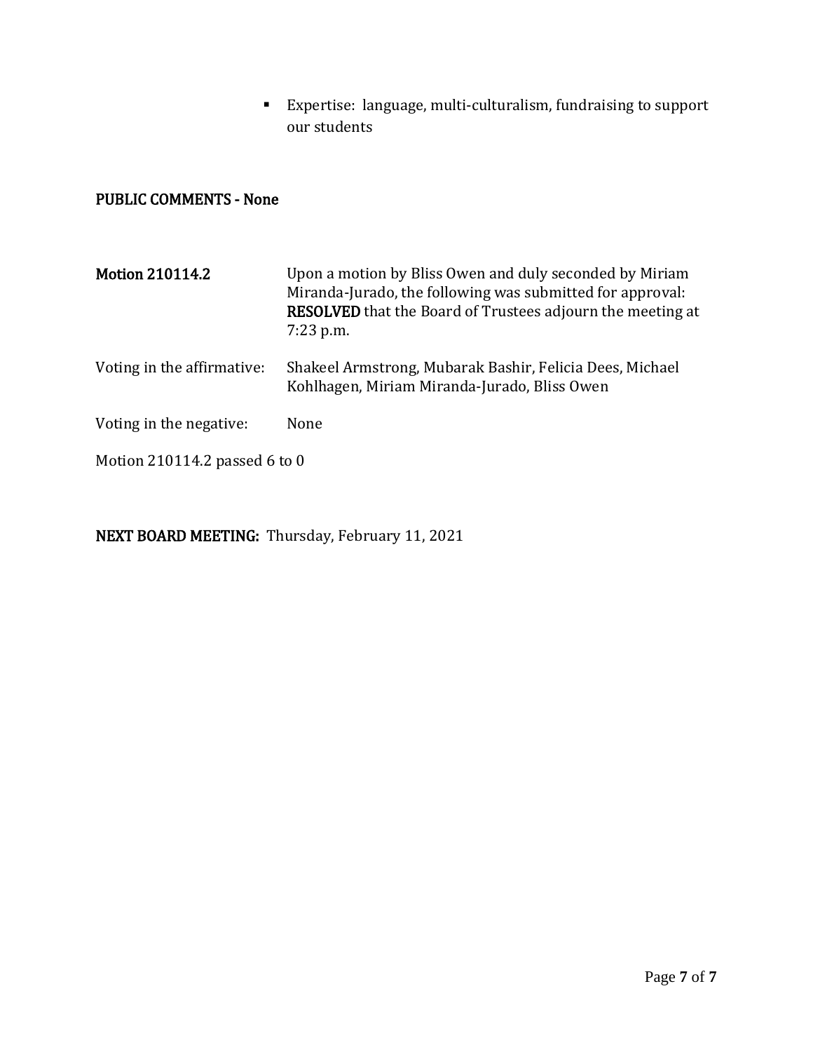- Expertise: language, multi-culturalism, fundraising to support our students

**PUBLIC COMMENTS - None**

| | |
|---|---|
| **Motion 210114.2** | Upon a motion by Bliss Owen and duly seconded by Miriam Miranda-Jurado, the following was submitted for approval: **RESOLVED** that the Board of Trustees adjourn the meeting at 7:23 p.m. |
| Voting in the affirmative: | Shakeel Armstrong, Mubarak Bashir, Felicia Dees, Michael Kohlhagen, Miriam Miranda-Jurado, Bliss Owen |
| Voting in the negative: | None |

Motion 210114.2 passed 6 to 0

**NEXT BOARD MEETING:** Thursday, February 11, 2021